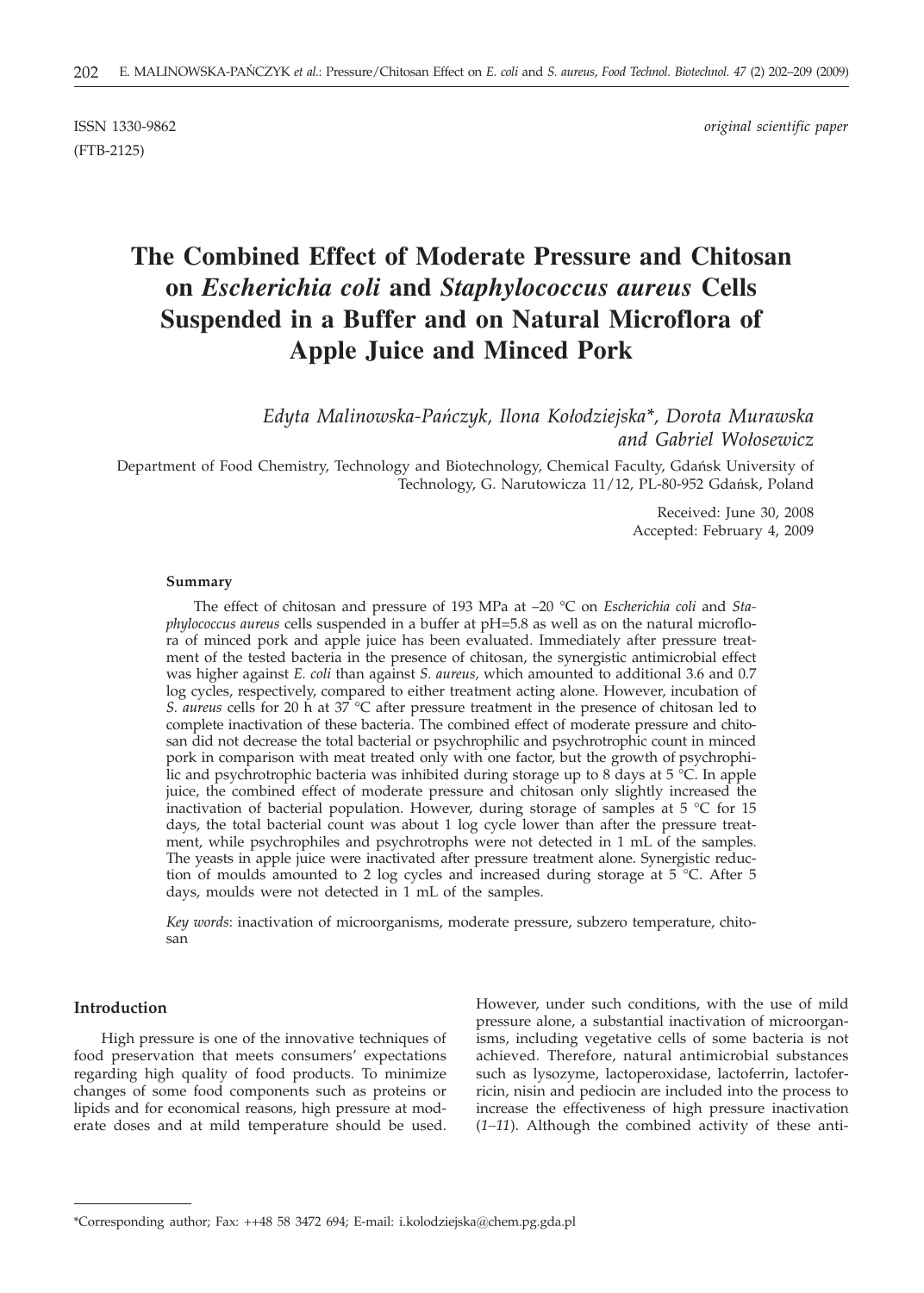ISSN 1330-9862 *original scientific paper*

(FTB-2125)

# The Combined Effect of Moderate Pressure and Chitosan on *Escherichia coli* and *Staphylococcus aureus* Cells Suspended in a Buffer and on Natural Microflora of Apple Juice and Minced Pork

*Edyta Malinowska-Pańczyk, Ilona Kołodziejska\*, Dorota Murawska and Gabriel Wołosewicz*

Department of Food Chemistry, Technology and Biotechnology, Chemical Faculty, Gdańsk University of Technology, G. Narutowicza 11/12, PL-80-952 Gdańsk, Poland

Received: June 30, 2008
Accepted: February 4, 2009

#### Summary

The effect of chitosan and pressure of 193 MPa at –20 °C on *Escherichia coli* and *Staphylococcus aureus* cells suspended in a buffer at pH=5.8 as well as on the natural microflora of minced pork and apple juice has been evaluated. Immediately after pressure treatment of the tested bacteria in the presence of chitosan, the synergistic antimicrobial effect was higher against *E. coli* than against *S. aureus*, which amounted to additional 3.6 and 0.7 log cycles, respectively, compared to either treatment acting alone. However, incubation of *S. aureus* cells for 20 h at 37 °C after pressure treatment in the presence of chitosan led to complete inactivation of these bacteria. The combined effect of moderate pressure and chitosan did not decrease the total bacterial or psychrophilic and psychrotrophic count in minced pork in comparison with meat treated only with one factor, but the growth of psychrophilic and psychrotrophic bacteria was inhibited during storage up to 8 days at 5 °C. In apple juice, the combined effect of moderate pressure and chitosan only slightly increased the inactivation of bacterial population. However, during storage of samples at 5 °C for 15 days, the total bacterial count was about 1 log cycle lower than after the pressure treatment, while psychrophiles and psychrotrophs were not detected in 1 mL of the samples. The yeasts in apple juice were inactivated after pressure treatment alone. Synergistic reduction of moulds amounted to 2 log cycles and increased during storage at 5 °C. After 5 days, moulds were not detected in 1 mL of the samples.

*Key words*: inactivation of microorganisms, moderate pressure, subzero temperature, chitosan

#### Introduction

High pressure is one of the innovative techniques of food preservation that meets consumers' expectations regarding high quality of food products. To minimize changes of some food components such as proteins or lipids and for economical reasons, high pressure at moderate doses and at mild temperature should be used. However, under such conditions, with the use of mild pressure alone, a substantial inactivation of microorganisms, including vegetative cells of some bacteria is not achieved. Therefore, natural antimicrobial substances such as lysozyme, lactoperoxidase, lactoferrin, lactoferricin, nisin and pediocin are included into the process to increase the effectiveness of high pressure inactivation (*1–11*). Although the combined activity of these anti-

\*Corresponding author; Fax: ++48 58 3472 694; E-mail: i.kolodziejska@chem.pg.gda.pl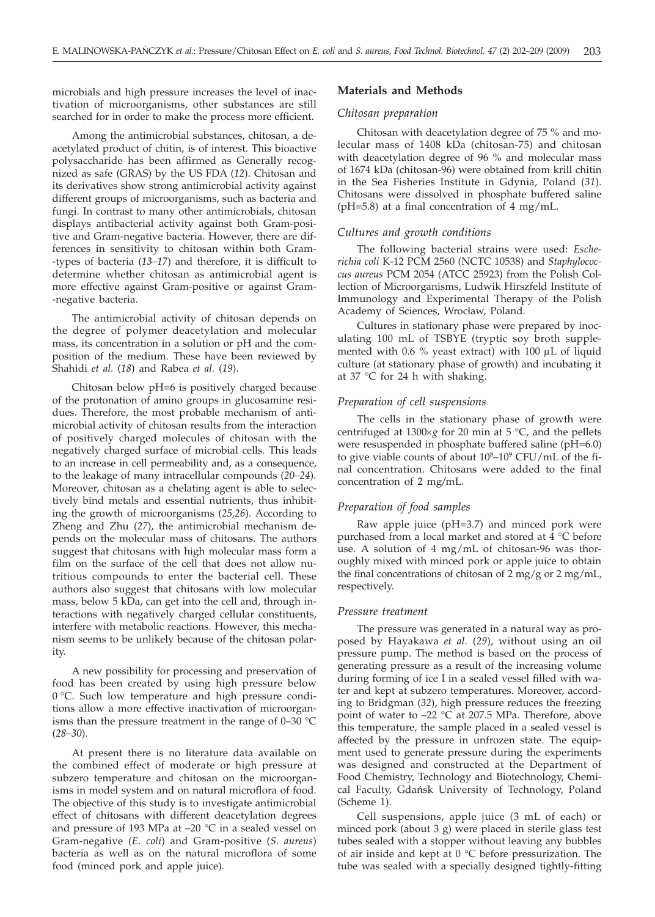microbials and high pressure increases the level of inactivation of microorganisms, other substances are still searched for in order to make the process more efficient.

Among the antimicrobial substances, chitosan, a deacetylated product of chitin, is of interest. This bioactive polysaccharide has been affirmed as Generally recognized as safe (GRAS) by the US FDA (*12*). Chitosan and its derivatives show strong antimicrobial activity against different groups of microorganisms, such as bacteria and fungi. In contrast to many other antimicrobials, chitosan displays antibacterial activity against both Gram-positive and Gram-negative bacteria. However, there are differences in sensitivity to chitosan within both Gram-types of bacteria (*13–17*) and therefore, it is difficult to determine whether chitosan as antimicrobial agent is more effective against Gram-positive or against Gram-negative bacteria.

The antimicrobial activity of chitosan depends on the degree of polymer deacetylation and molecular mass, its concentration in a solution or pH and the composition of the medium. These have been reviewed by Shahidi *et al.* (*18*) and Rabea *et al.* (*19*).

Chitosan below pH=6 is positively charged because of the protonation of amino groups in glucosamine residues. Therefore, the most probable mechanism of antimicrobial activity of chitosan results from the interaction of positively charged molecules of chitosan with the negatively charged surface of microbial cells. This leads to an increase in cell permeability and, as a consequence, to the leakage of many intracellular compounds (*20–24*). Moreover, chitosan as a chelating agent is able to selectively bind metals and essential nutrients, thus inhibiting the growth of microorganisms (*25,26*). According to Zheng and Zhu (*27*), the antimicrobial mechanism depends on the molecular mass of chitosans. The authors suggest that chitosans with high molecular mass form a film on the surface of the cell that does not allow nutritious compounds to enter the bacterial cell. These authors also suggest that chitosans with low molecular mass, below 5 kDa, can get into the cell and, through interactions with negatively charged cellular constituents, interfere with metabolic reactions. However, this mechanism seems to be unlikely because of the chitosan polarity.

A new possibility for processing and preservation of food has been created by using high pressure below 0 °C. Such low temperature and high pressure conditions allow a more effective inactivation of microorganisms than the pressure treatment in the range of 0–30 °C (*28–30*).

At present there is no literature data available on the combined effect of moderate or high pressure at subzero temperature and chitosan on the microorganisms in model system and on natural microflora of food. The objective of this study is to investigate antimicrobial effect of chitosans with different deacetylation degrees and pressure of 193 MPa at –20 °C in a sealed vessel on Gram-negative (*E. coli*) and Gram-positive (*S. aureus*) bacteria as well as on the natural microflora of some food (minced pork and apple juice).

## Materials and Methods

### *Chitosan preparation*

Chitosan with deacetylation degree of 75 % and molecular mass of 1408 kDa (chitosan-75) and chitosan with deacetylation degree of 96 % and molecular mass of 1674 kDa (chitosan-96) were obtained from krill chitin in the Sea Fisheries Institute in Gdynia, Poland (*31*). Chitosans were dissolved in phosphate buffered saline (pH=5.8) at a final concentration of 4 mg/mL.

### *Cultures and growth conditions*

The following bacterial strains were used: *Escherichia coli* K-12 PCM 2560 (NCTC 10538) and *Staphylococcus aureus* PCM 2054 (ATCC 25923) from the Polish Collection of Microorganisms, Ludwik Hirszfeld Institute of Immunology and Experimental Therapy of the Polish Academy of Sciences, Wrocław, Poland.

Cultures in stationary phase were prepared by inoculating 100 mL of TSBYE (tryptic soy broth supplemented with 0.6 % yeast extract) with 100 μL of liquid culture (at stationary phase of growth) and incubating it at 37 °C for 24 h with shaking.

### *Preparation of cell suspensions*

The cells in the stationary phase of growth were centrifuged at 1300×*g* for 20 min at 5 °C, and the pellets were resuspended in phosphate buffered saline (pH=6.0) to give viable counts of about $10^8$–$10^9$ CFU/mL of the final concentration. Chitosans were added to the final concentration of 2 mg/mL.

### *Preparation of food samples*

Raw apple juice (pH=3.7) and minced pork were purchased from a local market and stored at 4 °C before use. A solution of 4 mg/mL of chitosan-96 was thoroughly mixed with minced pork or apple juice to obtain the final concentrations of chitosan of 2 mg/g or 2 mg/mL, respectively.

### *Pressure treatment*

The pressure was generated in a natural way as proposed by Hayakawa *et al.* (*29*), without using an oil pressure pump. The method is based on the process of generating pressure as a result of the increasing volume during forming of ice I in a sealed vessel filled with water and kept at subzero temperatures. Moreover, according to Bridgman (*32*), high pressure reduces the freezing point of water to –22 °C at 207.5 MPa. Therefore, above this temperature, the sample placed in a sealed vessel is affected by the pressure in unfrozen state. The equipment used to generate pressure during the experiments was designed and constructed at the Department of Food Chemistry, Technology and Biotechnology, Chemical Faculty, Gdańsk University of Technology, Poland (Scheme 1).

Cell suspensions, apple juice (3 mL of each) or minced pork (about 3 g) were placed in sterile glass test tubes sealed with a stopper without leaving any bubbles of air inside and kept at 0 °C before pressurization. The tube was sealed with a specially designed tightly-fitting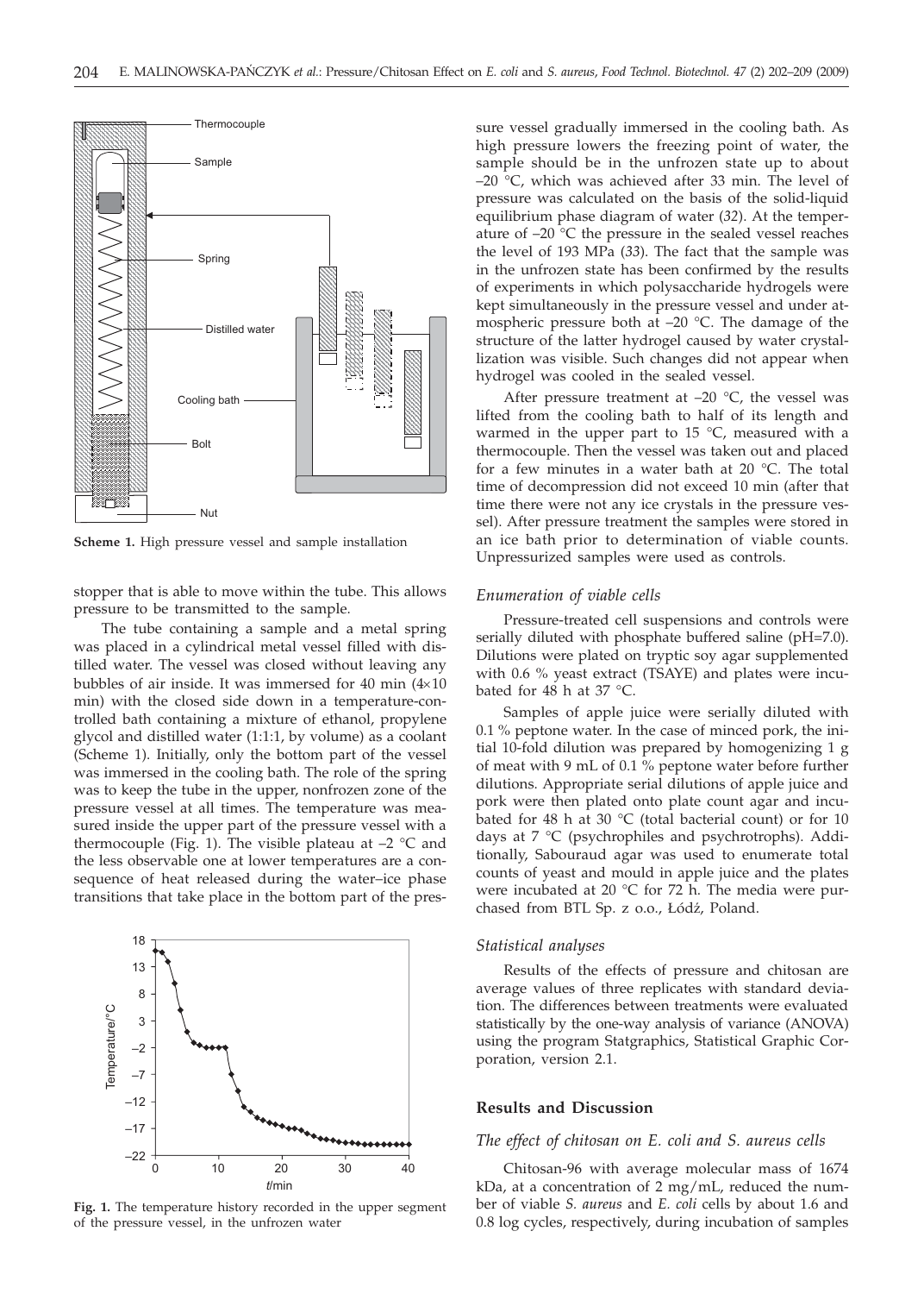Scheme 1. High pressure vessel and sample installation

stopper that is able to move within the tube. This allows pressure to be transmitted to the sample.

The tube containing a sample and a metal spring was placed in a cylindrical metal vessel filled with distilled water. The vessel was closed without leaving any bubbles of air inside. It was immersed for 40 min (4×10 min) with the closed side down in a temperature-controlled bath containing a mixture of ethanol, propylene glycol and distilled water (1:1:1, by volume) as a coolant (Scheme 1). Initially, only the bottom part of the vessel was immersed in the cooling bath. The role of the spring was to keep the tube in the upper, nonfrozen zone of the pressure vessel at all times. The temperature was measured inside the upper part of the pressure vessel with a thermocouple (Fig. 1). The visible plateau at –2 °C and the less observable one at lower temperatures are a consequence of heat released during the water–ice phase transitions that take place in the bottom part of the pressure vessel gradually immersed in the cooling bath. As high pressure lowers the freezing point of water, the sample should be in the unfrozen state up to about –20 °C, which was achieved after 33 min. The level of pressure was calculated on the basis of the solid-liquid equilibrium phase diagram of water (*32*). At the temperature of –20 °C the pressure in the sealed vessel reaches the level of 193 MPa (*33*). The fact that the sample was in the unfrozen state has been confirmed by the results of experiments in which polysaccharide hydrogels were kept simultaneously in the pressure vessel and under atmospheric pressure both at –20 °C. The damage of the structure of the latter hydrogel caused by water crystallization was visible. Such changes did not appear when hydrogel was cooled in the sealed vessel.

Fig. 1. The temperature history recorded in the upper segment of the pressure vessel, in the unfrozen water

After pressure treatment at –20 °C, the vessel was lifted from the cooling bath to half of its length and warmed in the upper part to 15 °C, measured with a thermocouple. Then the vessel was taken out and placed for a few minutes in a water bath at 20 °C. The total time of decompression did not exceed 10 min (after that time there were not any ice crystals in the pressure vessel). After pressure treatment the samples were stored in an ice bath prior to determination of viable counts. Unpressurized samples were used as controls.

### *Enumeration of viable cells*

Pressure-treated cell suspensions and controls were serially diluted with phosphate buffered saline (pH=7.0). Dilutions were plated on tryptic soy agar supplemented with 0.6 % yeast extract (TSAYE) and plates were incubated for 48 h at 37 °C.

Samples of apple juice were serially diluted with 0.1 % peptone water. In the case of minced pork, the initial 10-fold dilution was prepared by homogenizing 1 g of meat with 9 mL of 0.1 % peptone water before further dilutions. Appropriate serial dilutions of apple juice and pork were then plated onto plate count agar and incubated for 48 h at 30 °C (total bacterial count) or for 10 days at 7 °C (psychrophiles and psychrotrophs). Additionally, Sabouraud agar was used to enumerate total counts of yeast and mould in apple juice and the plates were incubated at 20 °C for 72 h. The media were purchased from BTL Sp. z o.o., Łódź, Poland.

### *Statistical analyses*

Results of the effects of pressure and chitosan are average values of three replicates with standard deviation. The differences between treatments were evaluated statistically by the one-way analysis of variance (ANOVA) using the program Statgraphics, Statistical Graphic Corporation, version 2.1.

## Results and Discussion

### *The effect of chitosan on E. coli and S. aureus cells*

Chitosan-96 with average molecular mass of 1674 kDa, at a concentration of 2 mg/mL, reduced the number of viable *S. aureus* and *E. coli* cells by about 1.6 and 0.8 log cycles, respectively, during incubation of samples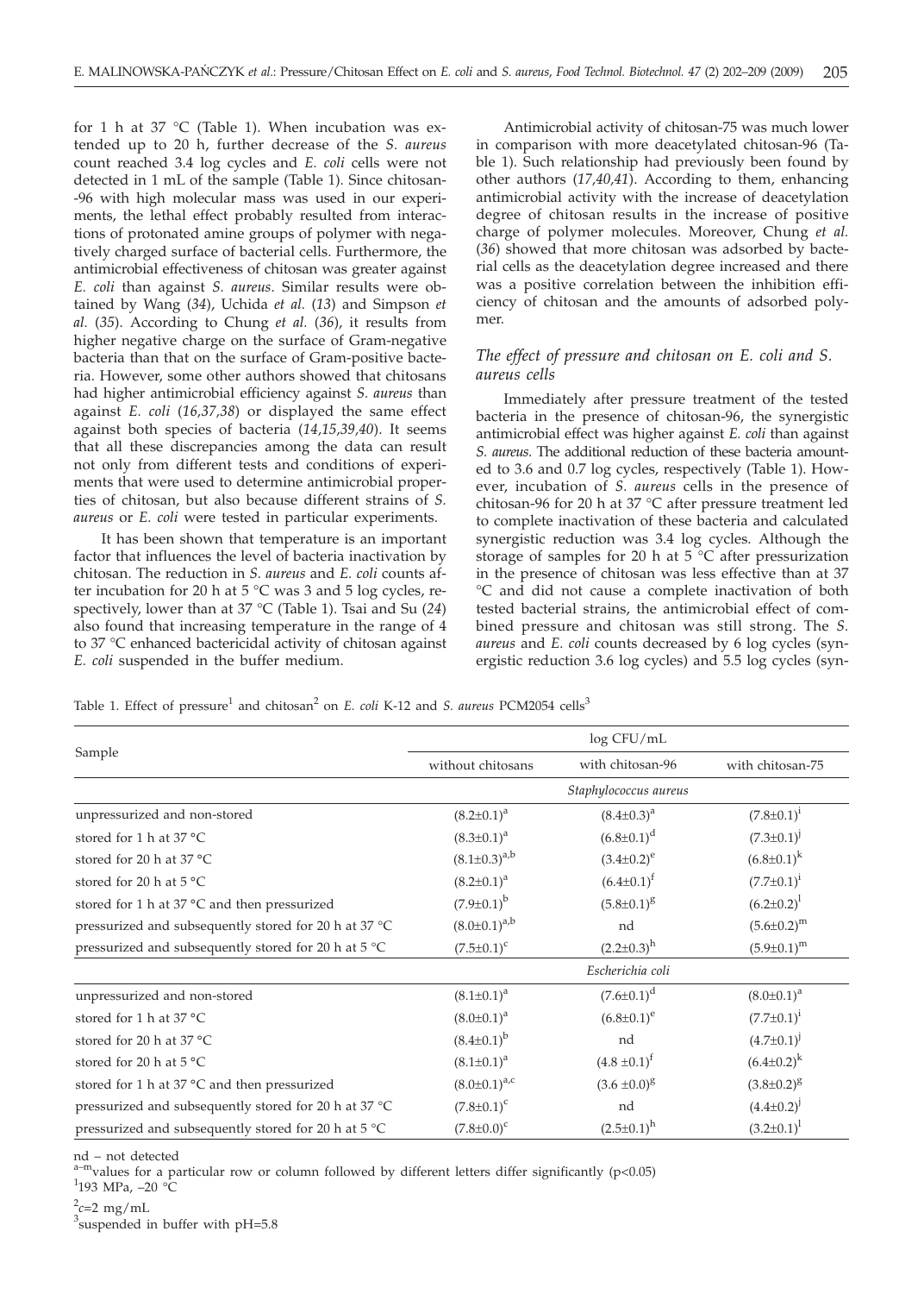for 1 h at 37 °C (Table 1). When incubation was extended up to 20 h, further decrease of the *S. aureus* count reached 3.4 log cycles and *E. coli* cells were not detected in 1 mL of the sample (Table 1). Since chitosan-96 with high molecular mass was used in our experiments, the lethal effect probably resulted from interactions of protonated amine groups of polymer with negatively charged surface of bacterial cells. Furthermore, the antimicrobial effectiveness of chitosan was greater against *E. coli* than against *S. aureus*. Similar results were obtained by Wang (*34*), Uchida *et al.* (*13*) and Simpson *et al.* (*35*). According to Chung *et al.* (*36*), it results from higher negative charge on the surface of Gram-negative bacteria than that on the surface of Gram-positive bacteria. However, some other authors showed that chitosans had higher antimicrobial efficiency against *S. aureus* than against *E. coli* (*16,37,38*) or displayed the same effect against both species of bacteria (*14,15,39,40*). It seems that all these discrepancies among the data can result not only from different tests and conditions of experiments that were used to determine antimicrobial properties of chitosan, but also because different strains of *S. aureus* or *E. coli* were tested in particular experiments.

It has been shown that temperature is an important factor that influences the level of bacteria inactivation by chitosan. The reduction in *S. aureus* and *E. coli* counts after incubation for 20 h at 5 °C was 3 and 5 log cycles, respectively, lower than at 37 °C (Table 1). Tsai and Su (*24*) also found that increasing temperature in the range of 4 to 37 °C enhanced bactericidal activity of chitosan against *E. coli* suspended in the buffer medium.

Antimicrobial activity of chitosan-75 was much lower in comparison with more deacetylated chitosan-96 (Table 1). Such relationship had previously been found by other authors (*17,40,41*). According to them, enhancing antimicrobial activity with the increase of deacetylation degree of chitosan results in the increase of positive charge of polymer molecules. Moreover, Chung *et al.* (*36*) showed that more chitosan was adsorbed by bacterial cells as the deacetylation degree increased and there was a positive correlation between the inhibition efficiency of chitosan and the amounts of adsorbed polymer.

### *The effect of pressure and chitosan on E. coli and S. aureus cells*

Immediately after pressure treatment of the tested bacteria in the presence of chitosan-96, the synergistic antimicrobial effect was higher against *E. coli* than against *S. aureus*. The additional reduction of these bacteria amounted to 3.6 and 0.7 log cycles, respectively (Table 1). However, incubation of *S. aureus* cells in the presence of chitosan-96 for 20 h at 37 °C after pressure treatment led to complete inactivation of these bacteria and calculated synergistic reduction was 3.4 log cycles. Although the storage of samples for 20 h at 5 °C after pressurization in the presence of chitosan was less effective than at 37 °C and did not cause a complete inactivation of both tested bacterial strains, the antimicrobial effect of combined pressure and chitosan was still strong. The *S. aureus* and *E. coli* counts decreased by 6 log cycles (synergistic reduction 3.6 log cycles) and 5.5 log cycles (syn-

Table 1. Effect of pressure[1] and chitosan[2] on *E. coli* K-12 and *S. aureus* PCM2054 cells[3]

| Sample | log CFU/mL | | |
|---|---|---|---|
| | without chitosans | with chitosan-96 | with chitosan-75 |
| | *Staphylococcus aureus* | | |
| unpressurized and non-stored | $(8.2\pm0.1)^{a}$ | $(8.4\pm0.3)^{a}$ | $(7.8\pm0.1)^{i}$ |
| stored for 1 h at 37 °C | $(8.3\pm0.1)^{a}$ | $(6.8\pm0.1)^{d}$ | $(7.3\pm0.1)^{j}$ |
| stored for 20 h at 37 °C | $(8.1\pm0.3)^{a,b}$ | $(3.4\pm0.2)^{e}$ | $(6.8\pm0.1)^{k}$ |
| stored for 20 h at 5 °C | $(8.2\pm0.1)^{a}$ | $(6.4\pm0.1)^{f}$ | $(7.7\pm0.1)^{i}$ |
| stored for 1 h at 37 °C and then pressurized | $(7.9\pm0.1)^{b}$ | $(5.8\pm0.1)^{g}$ | $(6.2\pm0.2)^{l}$ |
| pressurized and subsequently stored for 20 h at 37 °C | $(8.0\pm0.1)^{a,b}$ | nd | $(5.6\pm0.2)^{m}$ |
| pressurized and subsequently stored for 20 h at 5 °C | $(7.5\pm0.1)^{c}$ | $(2.2\pm0.3)^{h}$ | $(5.9\pm0.1)^{m}$ |
| | *Escherichia coli* | | |
| unpressurized and non-stored | $(8.1\pm0.1)^{a}$ | $(7.6\pm0.1)^{d}$ | $(8.0\pm0.1)^{a}$ |
| stored for 1 h at 37 °C | $(8.0\pm0.1)^{a}$ | $(6.8\pm0.1)^{e}$ | $(7.7\pm0.1)^{i}$ |
| stored for 20 h at 37 °C | $(8.4\pm0.1)^{b}$ | nd | $(4.7\pm0.1)^{j}$ |
| stored for 20 h at 5 °C | $(8.1\pm0.1)^{a}$ | $(4.8\pm0.1)^{f}$ | $(6.4\pm0.2)^{k}$ |
| stored for 1 h at 37 °C and then pressurized | $(8.0\pm0.1)^{a,c}$ | $(3.6\pm0.0)^{g}$ | $(3.8\pm0.2)^{g}$ |
| pressurized and subsequently stored for 20 h at 37 °C | $(7.8\pm0.1)^{c}$ | nd | $(4.4\pm0.2)^{j}$ |
| pressurized and subsequently stored for 20 h at 5 °C | $(7.8\pm0.0)^{c}$ | $(2.5\pm0.1)^{h}$ | $(3.2\pm0.1)^{l}$ |

nd – not detected

a–m values for a particular row or column followed by different letters differ significantly ($p<0.05$)

[1] 193 MPa, –20 °C

[2] $c$=2 mg/mL

[3] suspended in buffer with pH=5.8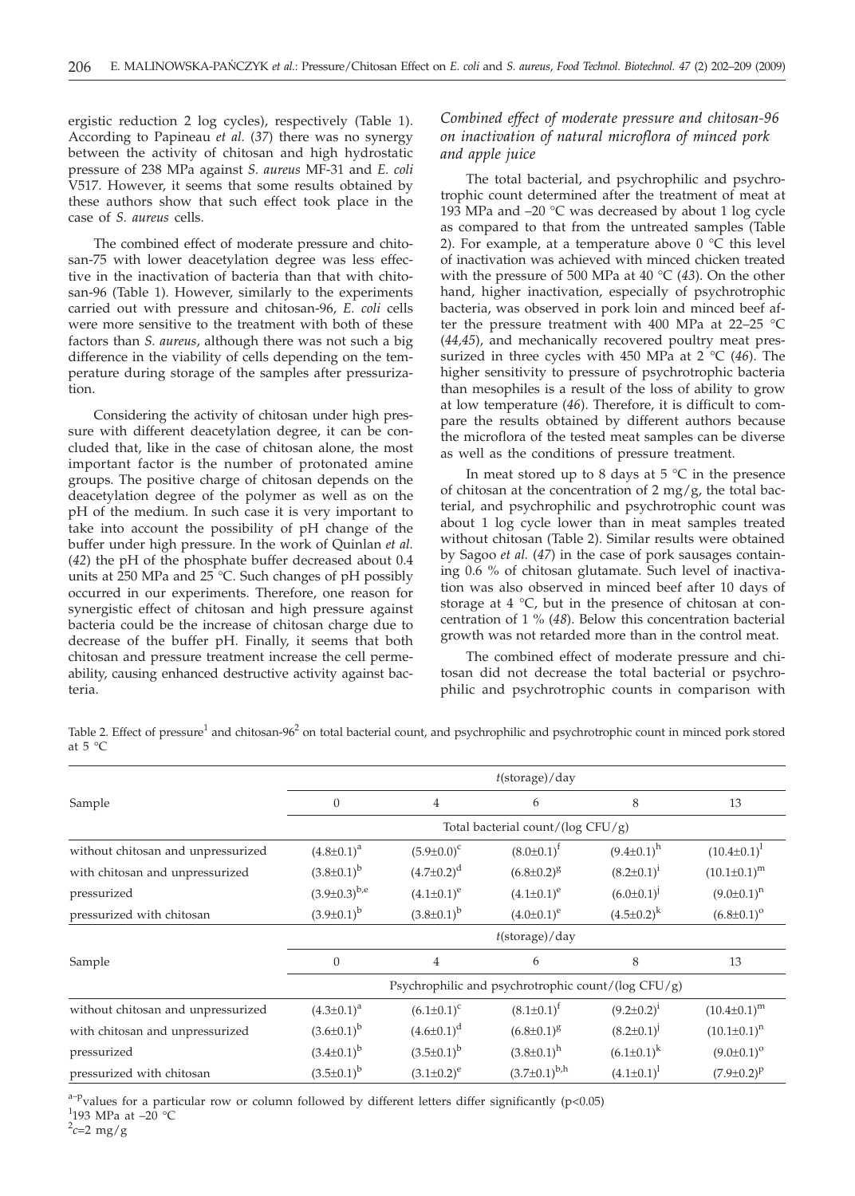ergistic reduction 2 log cycles), respectively (Table 1). According to Papineau *et al.* (*37*) there was no synergy between the activity of chitosan and high hydrostatic pressure of 238 MPa against *S. aureus* MF-31 and *E. coli* V517. However, it seems that some results obtained by these authors show that such effect took place in the case of *S. aureus* cells.

The combined effect of moderate pressure and chitosan-75 with lower deacetylation degree was less effective in the inactivation of bacteria than that with chitosan-96 (Table 1). However, similarly to the experiments carried out with pressure and chitosan-96, *E. coli* cells were more sensitive to the treatment with both of these factors than *S. aureus*, although there was not such a big difference in the viability of cells depending on the temperature during storage of the samples after pressurization.

Considering the activity of chitosan under high pressure with different deacetylation degree, it can be concluded that, like in the case of chitosan alone, the most important factor is the number of protonated amine groups. The positive charge of chitosan depends on the deacetylation degree of the polymer as well as on the pH of the medium. In such case it is very important to take into account the possibility of pH change of the buffer under high pressure. In the work of Quinlan *et al.* (*42*) the pH of the phosphate buffer decreased about 0.4 units at 250 MPa and 25 °C. Such changes of pH possibly occurred in our experiments. Therefore, one reason for synergistic effect of chitosan and high pressure against bacteria could be the increase of chitosan charge due to decrease of the buffer pH. Finally, it seems that both chitosan and pressure treatment increase the cell permeability, causing enhanced destructive activity against bacteria.

### *Combined effect of moderate pressure and chitosan-96 on inactivation of natural microflora of minced pork and apple juice*

The total bacterial, and psychrophilic and psychrotrophic count determined after the treatment of meat at 193 MPa and –20 °C was decreased by about 1 log cycle as compared to that from the untreated samples (Table 2). For example, at a temperature above 0 °C this level of inactivation was achieved with minced chicken treated with the pressure of 500 MPa at 40 °C (*43*). On the other hand, higher inactivation, especially of psychrotrophic bacteria, was observed in pork loin and minced beef after the pressure treatment with 400 MPa at 22–25 °C (*44,45*), and mechanically recovered poultry meat pressurized in three cycles with 450 MPa at 2 °C (*46*). The higher sensitivity to pressure of psychrotrophic bacteria than mesophiles is a result of the loss of ability to grow at low temperature (*46*). Therefore, it is difficult to compare the results obtained by different authors because the microflora of the tested meat samples can be diverse as well as the conditions of pressure treatment.

In meat stored up to 8 days at 5 °C in the presence of chitosan at the concentration of 2 mg/g, the total bacterial, and psychrophilic and psychrotrophic count was about 1 log cycle lower than in meat samples treated without chitosan (Table 2). Similar results were obtained by Sagoo *et al.* (*47*) in the case of pork sausages containing 0.6 % of chitosan glutamate. Such level of inactivation was also observed in minced beef after 10 days of storage at 4 °C, but in the presence of chitosan at concentration of 1 % (*48*). Below this concentration bacterial growth was not retarded more than in the control meat.

The combined effect of moderate pressure and chitosan did not decrease the total bacterial or psychrophilic and psychrotrophic counts in comparison with

Table 2. Effect of pressure[1] and chitosan-96[2] on total bacterial count, and psychrophilic and psychrotrophic count in minced pork stored at 5 °C

| Sample | $t$(storage)/day | | | | |
|---|---|---|---|---|---|
| | 0 | 4 | 6 | 8 | 13 |
| | Total bacterial count/(log CFU/g) | | | | |
| without chitosan and unpressurized | $(4.8\pm0.1)^{a}$ | $(5.9\pm0.0)^{c}$ | $(8.0\pm0.1)^{f}$ | $(9.4\pm0.1)^{h}$ | $(10.4\pm0.1)^{l}$ |
| with chitosan and unpressurized | $(3.8\pm0.1)^{b}$ | $(4.7\pm0.2)^{d}$ | $(6.8\pm0.2)^{g}$ | $(8.2\pm0.1)^{i}$ | $(10.1\pm0.1)^{m}$ |
| pressurized | $(3.9\pm0.3)^{b,e}$ | $(4.1\pm0.1)^{e}$ | $(4.1\pm0.1)^{e}$ | $(6.0\pm0.1)^{j}$ | $(9.0\pm0.1)^{n}$ |
| pressurized with chitosan | $(3.9\pm0.1)^{b}$ | $(3.8\pm0.1)^{b}$ | $(4.0\pm0.1)^{e}$ | $(4.5\pm0.2)^{k}$ | $(6.8\pm0.1)^{o}$ |
| Sample | $t$(storage)/day | | | | |
| | 0 | 4 | 6 | 8 | 13 |
| | Psychrophilic and psychrotrophic count/(log CFU/g) | | | | |
| without chitosan and unpressurized | $(4.3\pm0.1)^{a}$ | $(6.1\pm0.1)^{c}$ | $(8.1\pm0.1)^{f}$ | $(9.2\pm0.2)^{i}$ | $(10.4\pm0.1)^{m}$ |
| with chitosan and unpressurized | $(3.6\pm0.1)^{b}$ | $(4.6\pm0.1)^{d}$ | $(6.8\pm0.1)^{g}$ | $(8.2\pm0.1)^{j}$ | $(10.1\pm0.1)^{n}$ |
| pressurized | $(3.4\pm0.1)^{b}$ | $(3.5\pm0.1)^{b}$ | $(3.8\pm0.1)^{h}$ | $(6.1\pm0.1)^{k}$ | $(9.0\pm0.1)^{o}$ |
| pressurized with chitosan | $(3.5\pm0.1)^{b}$ | $(3.1\pm0.2)^{e}$ | $(3.7\pm0.1)^{b,h}$ | $(4.1\pm0.1)^{l}$ | $(7.9\pm0.2)^{p}$ |

[a–p]values for a particular row or column followed by different letters differ significantly ($p<0.05$)

[1]193 MPa at –20 °C

[2]$c$=2 mg/g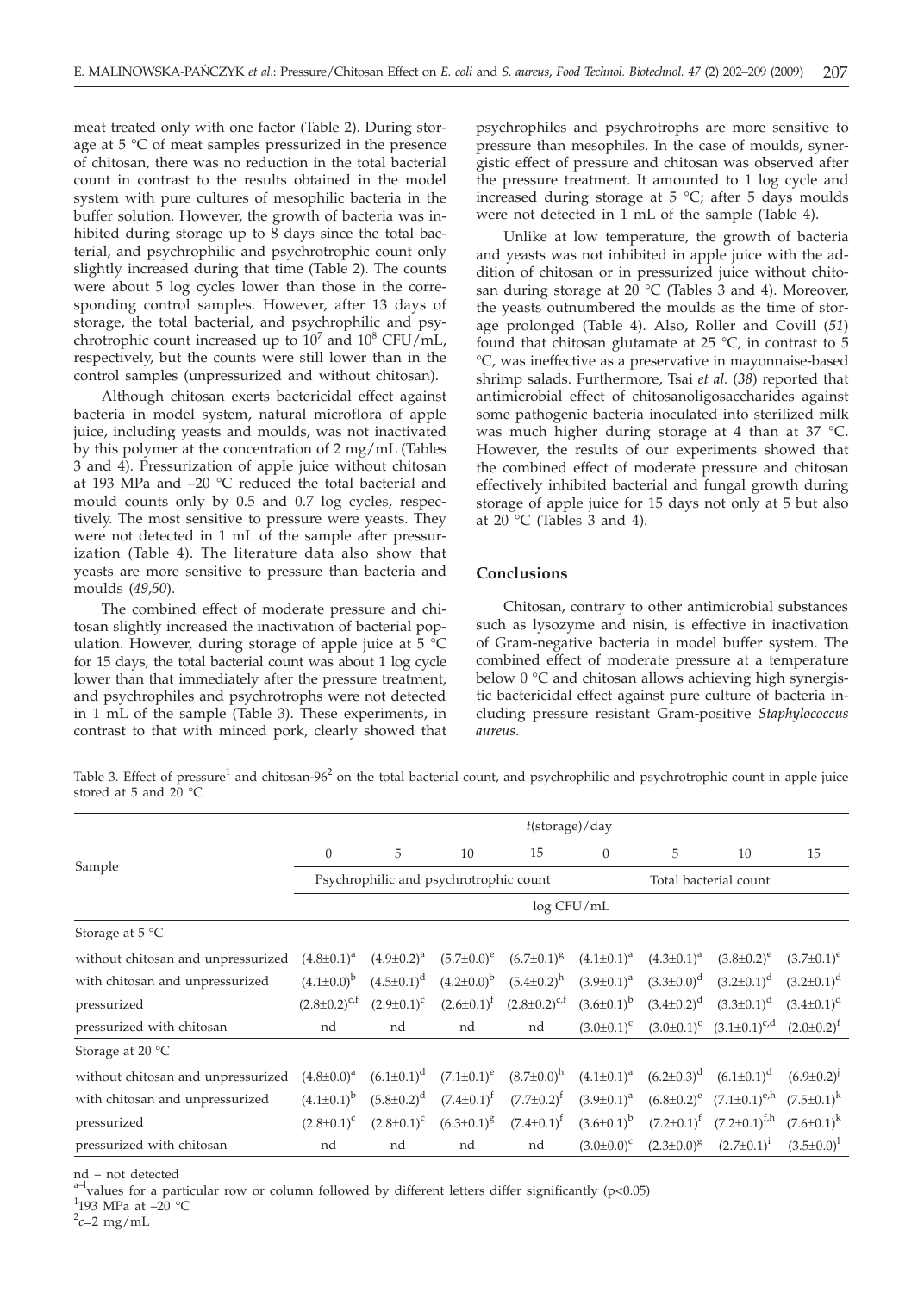meat treated only with one factor (Table 2). During storage at 5 °C of meat samples pressurized in the presence of chitosan, there was no reduction in the total bacterial count in contrast to the results obtained in the model system with pure cultures of mesophilic bacteria in the buffer solution. However, the growth of bacteria was inhibited during storage up to 8 days since the total bacterial, and psychrophilic and psychrotrophic count only slightly increased during that time (Table 2). The counts were about 5 log cycles lower than those in the corresponding control samples. However, after 13 days of storage, the total bacterial, and psychrophilic and psychrotrophic count increased up to $10^7$ and $10^8$ CFU/mL, respectively, but the counts were still lower than in the control samples (unpressurized and without chitosan).

Although chitosan exerts bactericidal effect against bacteria in model system, natural microflora of apple juice, including yeasts and moulds, was not inactivated by this polymer at the concentration of 2 mg/mL (Tables 3 and 4). Pressurization of apple juice without chitosan at 193 MPa and –20 °C reduced the total bacterial and mould counts only by 0.5 and 0.7 log cycles, respectively. The most sensitive to pressure were yeasts. They were not detected in 1 mL of the sample after pressurization (Table 4). The literature data also show that yeasts are more sensitive to pressure than bacteria and moulds (*49,50*).

The combined effect of moderate pressure and chitosan slightly increased the inactivation of bacterial population. However, during storage of apple juice at 5 °C for 15 days, the total bacterial count was about 1 log cycle lower than that immediately after the pressure treatment, and psychrophiles and psychrotrophs were not detected in 1 mL of the sample (Table 3). These experiments, in contrast to that with minced pork, clearly showed that psychrophiles and psychrotrophs are more sensitive to pressure than mesophiles. In the case of moulds, synergistic effect of pressure and chitosan was observed after the pressure treatment. It amounted to 1 log cycle and increased during storage at 5 °C; after 5 days moulds were not detected in 1 mL of the sample (Table 4).

Unlike at low temperature, the growth of bacteria and yeasts was not inhibited in apple juice with the addition of chitosan or in pressurized juice without chitosan during storage at 20 °C (Tables 3 and 4). Moreover, the yeasts outnumbered the moulds as the time of storage prolonged (Table 4). Also, Roller and Covill (*51*) found that chitosan glutamate at 25 °C, in contrast to 5 °C, was ineffective as a preservative in mayonnaise-based shrimp salads. Furthermore, Tsai *et al.* (*38*) reported that antimicrobial effect of chitosanoligosaccharides against some pathogenic bacteria inoculated into sterilized milk was much higher during storage at 4 than at 37 °C. However, the results of our experiments showed that the combined effect of moderate pressure and chitosan effectively inhibited bacterial and fungal growth during storage of apple juice for 15 days not only at 5 but also at 20 °C (Tables 3 and 4).

## Conclusions

Chitosan, contrary to other antimicrobial substances such as lysozyme and nisin, is effective in inactivation of Gram-negative bacteria in model buffer system. The combined effect of moderate pressure at a temperature below 0 °C and chitosan allows achieving high synergistic bactericidal effect against pure culture of bacteria including pressure resistant Gram-positive *Staphylococcus aureus*.

Table 3. Effect of pressure[1] and chitosan-96[2] on the total bacterial count, and psychrophilic and psychrotrophic count in apple juice stored at 5 and 20 °C

| Sample | *t*(storage)/day | | | | | | | |
|---|---|---|---|---|---|---|---|---|
| | 0 | 5 | 10 | 15 | 0 | 5 | 10 | 15 |
| | Psychrophilic and psychrotrophic count | | | | Total bacterial count | | | |
| | log CFU/mL | | | | | | | |
| Storage at 5 °C | | | | | | | | |
| without chitosan and unpressurized | $(4.8\pm0.1)^{a}$ | $(4.9\pm0.2)^{a}$ | $(5.7\pm0.0)^{e}$ | $(6.7\pm0.1)^{g}$ | $(4.1\pm0.1)^{a}$ | $(4.3\pm0.1)^{a}$ | $(3.8\pm0.2)^{e}$ | $(3.7\pm0.1)^{e}$ |
| with chitosan and unpressurized | $(4.1\pm0.0)^{b}$ | $(4.5\pm0.1)^{d}$ | $(4.2\pm0.0)^{b}$ | $(5.4\pm0.2)^{h}$ | $(3.9\pm0.1)^{a}$ | $(3.3\pm0.0)^{d}$ | $(3.2\pm0.1)^{d}$ | $(3.2\pm0.1)^{d}$ |
| pressurized | $(2.8\pm0.2)^{c,f}$ | $(2.9\pm0.1)^{c}$ | $(2.6\pm0.1)^{f}$ | $(2.8\pm0.2)^{c,f}$ | $(3.6\pm0.1)^{b}$ | $(3.4\pm0.2)^{d}$ | $(3.3\pm0.1)^{d}$ | $(3.4\pm0.1)^{d}$ |
| pressurized with chitosan | nd | nd | nd | nd | $(3.0\pm0.1)^{c}$ | $(3.0\pm0.1)^{c}$ | $(3.1\pm0.1)^{c,d}$ | $(2.0\pm0.2)^{f}$ |
| Storage at 20 °C | | | | | | | | |
| without chitosan and unpressurized | $(4.8\pm0.0)^{a}$ | $(6.1\pm0.1)^{d}$ | $(7.1\pm0.1)^{e}$ | $(8.7\pm0.0)^{h}$ | $(4.1\pm0.1)^{a}$ | $(6.2\pm0.3)^{d}$ | $(6.1\pm0.1)^{d}$ | $(6.9\pm0.2)^{j}$ |
| with chitosan and unpressurized | $(4.1\pm0.1)^{b}$ | $(5.8\pm0.2)^{d}$ | $(7.4\pm0.1)^{f}$ | $(7.7\pm0.2)^{f}$ | $(3.9\pm0.1)^{a}$ | $(6.8\pm0.2)^{e}$ | $(7.1\pm0.1)^{e,h}$ | $(7.5\pm0.1)^{k}$ |
| pressurized | $(2.8\pm0.1)^{c}$ | $(2.8\pm0.1)^{c}$ | $(6.3\pm0.1)^{g}$ | $(7.4\pm0.1)^{f}$ | $(3.6\pm0.1)^{b}$ | $(7.2\pm0.1)^{f}$ | $(7.2\pm0.1)^{f,h}$ | $(7.6\pm0.1)^{k}$ |
| pressurized with chitosan | nd | nd | nd | nd | $(3.0\pm0.0)^{c}$ | $(2.3\pm0.0)^{g}$ | $(2.7\pm0.1)^{i}$ | $(3.5\pm0.0)^{l}$ |

nd – not detected

[a–l]values for a particular row or column followed by different letters differ significantly ($p<0.05$)

[1]193 MPa at –20 °C

[2]$c$=2 mg/mL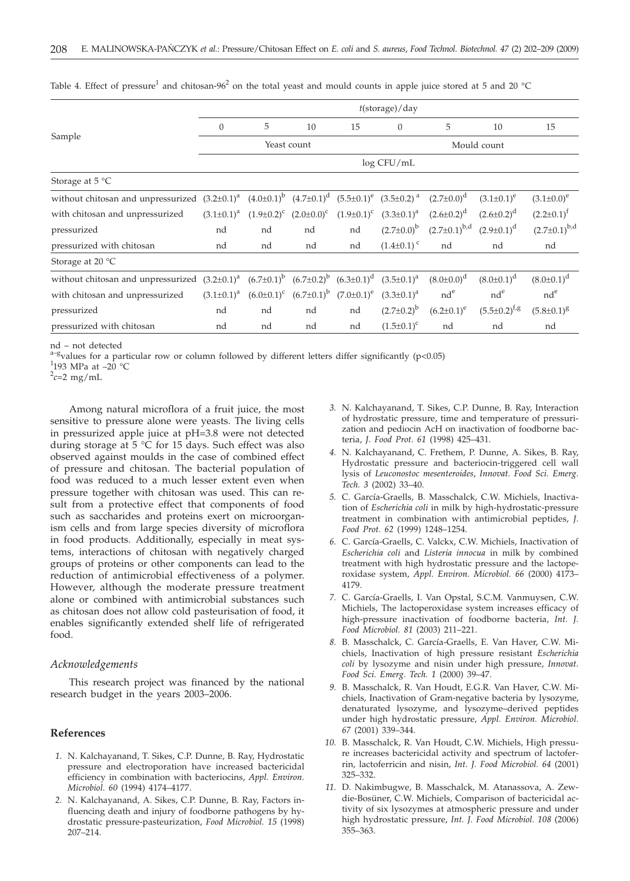Table 4. Effect of pressure[1] and chitosan-96[2] on the total yeast and mould counts in apple juice stored at 5 and 20 °C

| Sample | *t*(storage)/day | | | | | | | |
|---|---|---|---|---|---|---|---|---|
| | 0 | 5 | 10 | 15 | 0 | 5 | 10 | 15 |
| | Yeast count | | | | Mould count | | | |
| | log CFU/mL | | | | | | | |
| Storage at 5 °C | | | | | | | | |
| without chitosan and unpressurized | $(3.2\pm0.1)^{a}$ | $(4.0\pm0.1)^{b}$ | $(4.7\pm0.1)^{d}$ | $(5.5\pm0.1)^{e}$ | $(3.5\pm0.2)^{a}$ | $(2.7\pm0.0)^{d}$ | $(3.1\pm0.1)^{e}$ | $(3.1\pm0.0)^{e}$ |
| with chitosan and unpressurized | $(3.1\pm0.1)^{a}$ | $(1.9\pm0.2)^{c}$ | $(2.0\pm0.0)^{c}$ | $(1.9\pm0.1)^{c}$ | $(3.3\pm0.1)^{a}$ | $(2.6\pm0.2)^{d}$ | $(2.6\pm0.2)^{d}$ | $(2.2\pm0.1)^{f}$ |
| pressurized | nd | nd | nd | nd | $(2.7\pm0.0)^{b}$ | $(2.7\pm0.1)^{b,d}$ | $(2.9\pm0.1)^{d}$ | $(2.7\pm0.1)^{b,d}$ |
| pressurized with chitosan | nd | nd | nd | nd | $(1.4\pm0.1)^{c}$ | nd | nd | nd |
| Storage at 20 °C | | | | | | | | |
| without chitosan and unpressurized | $(3.2\pm0.1)^{a}$ | $(6.7\pm0.1)^{b}$ | $(6.7\pm0.2)^{b}$ | $(6.3\pm0.1)^{d}$ | $(3.5\pm0.1)^{a}$ | $(8.0\pm0.0)^{d}$ | $(8.0\pm0.1)^{d}$ | $(8.0\pm0.1)^{d}$ |
| with chitosan and unpressurized | $(3.1\pm0.1)^{a}$ | $(6.0\pm0.1)^{c}$ | $(6.7\pm0.1)^{b}$ | $(7.0\pm0.1)^{e}$ | $(3.3\pm0.1)^{a}$ | nd[e] | nd[e] | nd[e] |
| pressurized | nd | nd | nd | nd | $(2.7\pm0.2)^{b}$ | $(6.2\pm0.1)^{e}$ | $(5.5\pm0.2)^{f,g}$ | $(5.8\pm0.1)^{g}$ |
| pressurized with chitosan | nd | nd | nd | nd | $(1.5\pm0.1)^{c}$ | nd | nd | nd |

nd – not detected

[a–g]values for a particular row or column followed by different letters differ significantly ($p<0.05$)

[1]193 MPa at –20 °C

[2]$c$=2 mg/mL

Among natural microflora of a fruit juice, the most sensitive to pressure alone were yeasts. The living cells in pressurized apple juice at pH=3.8 were not detected during storage at 5 °C for 15 days. Such effect was also observed against moulds in the case of combined effect of pressure and chitosan. The bacterial population of food was reduced to a much lesser extent even when pressure together with chitosan was used. This can result from a protective effect that components of food such as saccharides and proteins exert on microorganism cells and from large species diversity of microflora in food products. Additionally, especially in meat systems, interactions of chitosan with negatively charged groups of proteins or other components can lead to the reduction of antimicrobial effectiveness of a polymer. However, although the moderate pressure treatment alone or combined with antimicrobial substances such as chitosan does not allow cold pasteurisation of food, it enables significantly extended shelf life of refrigerated food.

### *Acknowledgements*

This research project was financed by the national research budget in the years 2003–2006.

## References

1. N. Kalchayanand, T. Sikes, C.P. Dunne, B. Ray, Hydrostatic pressure and electroporation have increased bactericidal efficiency in combination with bacteriocins, *Appl. Environ. Microbiol. 60* (1994) 4174–4177.
2. N. Kalchayanand, A. Sikes, C.P. Dunne, B. Ray, Factors influencing death and injury of foodborne pathogens by hydrostatic pressure-pasteurization, *Food Microbiol. 15* (1998) 207–214.
3. N. Kalchayanand, T. Sikes, C.P. Dunne, B. Ray, Interaction of hydrostatic pressure, time and temperature of pressurization and pediocin AcH on inactivation of foodborne bacteria, *J. Food Prot. 61* (1998) 425–431.
4. N. Kalchayanand, C. Frethem, P. Dunne, A. Sikes, B. Ray, Hydrostatic pressure and bacteriocin-triggered cell wall lysis of *Leuconostoc mesenteroides*, *Innovat. Food Sci. Emerg. Tech. 3* (2002) 33–40.
5. C. García-Graells, B. Masschalck, C.W. Michiels, Inactivation of *Escherichia coli* in milk by high-hydrostatic-pressure treatment in combination with antimicrobial peptides, *J. Food Prot. 62* (1999) 1248–1254.
6. C. García-Graells, C. Valckx, C.W. Michiels, Inactivation of *Escherichia coli* and *Listeria innocua* in milk by combined treatment with high hydrostatic pressure and the lactoperoxidase system, *Appl. Environ. Microbiol. 66* (2000) 4173–4179.
7. C. García-Graells, I. Van Opstal, S.C.M. Vanmuysen, C.W. Michiels, The lactoperoxidase system increases efficacy of high-pressure inactivation of foodborne bacteria, *Int. J. Food Microbiol. 81* (2003) 211–221.
8. B. Masschalck, C. García-Graells, E. Van Haver, C.W. Michiels, Inactivation of high pressure resistant *Escherichia coli* by lysozyme and nisin under high pressure, *Innovat. Food Sci. Emerg. Tech. 1* (2000) 39–47.
9. B. Masschalck, R. Van Houdt, E.G.R. Van Haver, C.W. Michiels, Inactivation of Gram-negative bacteria by lysozyme, denaturated lysozyme, and lysozyme–derived peptides under high hydrostatic pressure, *Appl. Environ. Microbiol. 67* (2001) 339–344.
10. B. Masschalck, R. Van Houdt, C.W. Michiels, High pressure increases bactericidal activity and spectrum of lactoferrin, lactoferricin and nisin, *Int. J. Food Microbiol. 64* (2001) 325–332.
11. D. Nakimbugwe, B. Masschalck, M. Atanassova, A. Zewdie-Bosüner, C.W. Michiels, Comparison of bactericidal activity of six lysozymes at atmospheric pressure and under high hydrostatic pressure, *Int. J. Food Microbiol. 108* (2006) 355–363.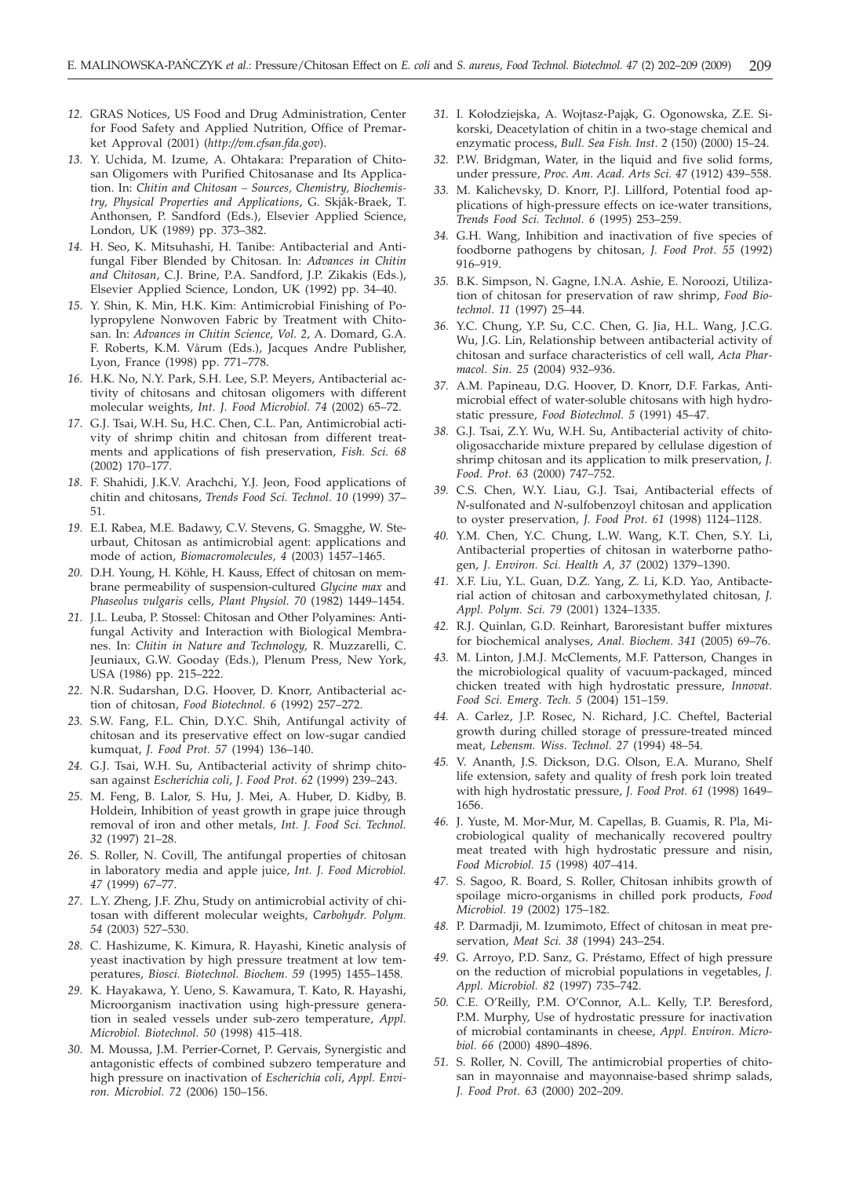12. GRAS Notices, US Food and Drug Administration, Center for Food Safety and Applied Nutrition, Office of Premarket Approval (2001) (*http://vm.cfsan.fda.gov*).
13. Y. Uchida, M. Izume, A. Ohtakara: Preparation of Chitosan Oligomers with Purified Chitosanase and Its Application. In: *Chitin and Chitosan – Sources, Chemistry, Biochemistry, Physical Properties and Applications*, G. Skjåk-Braek, T. Anthonsen, P. Sandford (Eds.), Elsevier Applied Science, London, UK (1989) pp. 373–382.
14. H. Seo, K. Mitsuhashi, H. Tanibe: Antibacterial and Antifungal Fiber Blended by Chitosan. In: *Advances in Chitin and Chitosan*, C.J. Brine, P.A. Sandford, J.P. Zikakis (Eds.), Elsevier Applied Science, London, UK (1992) pp. 34–40.
15. Y. Shin, K. Min, H.K. Kim: Antimicrobial Finishing of Polypropylene Nonwoven Fabric by Treatment with Chitosan. In: *Advances in Chitin Science, Vol. 2*, A. Domard, G.A. F. Roberts, K.M. Vårum (Eds.), Jacques Andre Publisher, Lyon, France (1998) pp. 771–778.
16. H.K. No, N.Y. Park, S.H. Lee, S.P. Meyers, Antibacterial activity of chitosans and chitosan oligomers with different molecular weights, *Int. J. Food Microbiol. 74* (2002) 65–72.
17. G.J. Tsai, W.H. Su, H.C. Chen, C.L. Pan, Antimicrobial activity of shrimp chitin and chitosan from different treatments and applications of fish preservation, *Fish. Sci. 68* (2002) 170–177.
18. F. Shahidi, J.K.V. Arachchi, Y.J. Jeon, Food applications of chitin and chitosans, *Trends Food Sci. Technol. 10* (1999) 37–51.
19. E.I. Rabea, M.E. Badawy, C.V. Stevens, G. Smagghe, W. Steurbaut, Chitosan as antimicrobial agent: applications and mode of action, *Biomacromolecules, 4* (2003) 1457–1465.
20. D.H. Young, H. Köhle, H. Kauss, Effect of chitosan on membrane permeability of suspension-cultured *Glycine max* and *Phaseolus vulgaris* cells, *Plant Physiol. 70* (1982) 1449–1454.
21. J.L. Leuba, P. Stossel: Chitosan and Other Polyamines: Antifungal Activity and Interaction with Biological Membranes. In: *Chitin in Nature and Technology,* R. Muzzarelli, C. Jeuniaux, G.W. Gooday (Eds.), Plenum Press, New York, USA (1986) pp. 215–222.
22. N.R. Sudarshan, D.G. Hoover, D. Knorr, Antibacterial action of chitosan, *Food Biotechnol. 6* (1992) 257–272.
23. S.W. Fang, F.L. Chin, D.Y.C. Shih, Antifungal activity of chitosan and its preservative effect on low-sugar candied kumquat, *J. Food Prot. 57* (1994) 136–140.
24. G.J. Tsai, W.H. Su, Antibacterial activity of shrimp chitosan against *Escherichia coli*, *J. Food Prot. 62* (1999) 239–243.
25. M. Feng, B. Lalor, S. Hu, J. Mei, A. Huber, D. Kidby, B. Holdein, Inhibition of yeast growth in grape juice through removal of iron and other metals, *Int. J. Food Sci. Technol. 32* (1997) 21–28.
26. S. Roller, N. Covill, The antifungal properties of chitosan in laboratory media and apple juice, *Int. J. Food Microbiol. 47* (1999) 67–77.
27. L.Y. Zheng, J.F. Zhu, Study on antimicrobial activity of chitosan with different molecular weights, *Carbohydr. Polym. 54* (2003) 527–530.
28. C. Hashizume, K. Kimura, R. Hayashi, Kinetic analysis of yeast inactivation by high pressure treatment at low temperatures, *Biosci. Biotechnol. Biochem. 59* (1995) 1455–1458.
29. K. Hayakawa, Y. Ueno, S. Kawamura, T. Kato, R. Hayashi, Microorganism inactivation using high-pressure generation in sealed vessels under sub-zero temperature, *Appl. Microbiol. Biotechnol. 50* (1998) 415–418.
30. M. Moussa, J.M. Perrier-Cornet, P. Gervais, Synergistic and antagonistic effects of combined subzero temperature and high pressure on inactivation of *Escherichia coli*, *Appl. Environ. Microbiol. 72* (2006) 150–156.
31. I. Kołodziejska, A. Wojtasz-Pająk, G. Ogonowska, Z.E. Sikorski, Deacetylation of chitin in a two-stage chemical and enzymatic process, *Bull. Sea Fish. Inst. 2* (150) (2000) 15–24.
32. P.W. Bridgman, Water, in the liquid and five solid forms, under pressure, *Proc. Am. Acad. Arts Sci. 47* (1912) 439–558.
33. M. Kalichevsky, D. Knorr, P.J. Lillford, Potential food applications of high-pressure effects on ice-water transitions, *Trends Food Sci. Technol. 6* (1995) 253–259.
34. G.H. Wang, Inhibition and inactivation of five species of foodborne pathogens by chitosan, *J. Food Prot. 55* (1992) 916–919.
35. B.K. Simpson, N. Gagne, I.N.A. Ashie, E. Noroozi, Utilization of chitosan for preservation of raw shrimp, *Food Biotechnol. 11* (1997) 25–44.
36. Y.C. Chung, Y.P. Su, C.C. Chen, G. Jia, H.L. Wang, J.C.G. Wu, J.G. Lin, Relationship between antibacterial activity of chitosan and surface characteristics of cell wall, *Acta Pharmacol. Sin. 25* (2004) 932–936.
37. A.M. Papineau, D.G. Hoover, D. Knorr, D.F. Farkas, Antimicrobial effect of water-soluble chitosans with high hydrostatic pressure, *Food Biotechnol. 5* (1991) 45–47.
38. G.J. Tsai, Z.Y. Wu, W.H. Su, Antibacterial activity of chitooligosaccharide mixture prepared by cellulase digestion of shrimp chitosan and its application to milk preservation, *J. Food. Prot. 63* (2000) 747–752.
39. C.S. Chen, W.Y. Liau, G.J. Tsai, Antibacterial effects of *N*-sulfonated and *N*-sulfobenzoyl chitosan and application to oyster preservation, *J. Food Prot. 61* (1998) 1124–1128.
40. Y.M. Chen, Y.C. Chung, L.W. Wang, K.T. Chen, S.Y. Li, Antibacterial properties of chitosan in waterborne pathogen, *J. Environ. Sci. Health A, 37* (2002) 1379–1390.
41. X.F. Liu, Y.L. Guan, D.Z. Yang, Z. Li, K.D. Yao, Antibacterial action of chitosan and carboxymethylated chitosan, *J. Appl. Polym. Sci. 79* (2001) 1324–1335.
42. R.J. Quinlan, G.D. Reinhart, Baroresistant buffer mixtures for biochemical analyses, *Anal. Biochem. 341* (2005) 69–76.
43. M. Linton, J.M.J. McClements, M.F. Patterson, Changes in the microbiological quality of vacuum-packaged, minced chicken treated with high hydrostatic pressure, *Innovat. Food Sci. Emerg. Tech. 5* (2004) 151–159.
44. A. Carlez, J.P. Rosec, N. Richard, J.C. Cheftel, Bacterial growth during chilled storage of pressure-treated minced meat, *Lebensm. Wiss. Technol. 27* (1994) 48–54.
45. V. Ananth, J.S. Dickson, D.G. Olson, E.A. Murano, Shelf life extension, safety and quality of fresh pork loin treated with high hydrostatic pressure, *J. Food Prot. 61* (1998) 1649–1656.
46. J. Yuste, M. Mor-Mur, M. Capellas, B. Guamis, R. Pla, Microbiological quality of mechanically recovered poultry meat treated with high hydrostatic pressure and nisin, *Food Microbiol. 15* (1998) 407–414.
47. S. Sagoo, R. Board, S. Roller, Chitosan inhibits growth of spoilage micro-organisms in chilled pork products, *Food Microbiol. 19* (2002) 175–182.
48. P. Darmadji, M. Izumimoto, Effect of chitosan in meat preservation, *Meat Sci. 38* (1994) 243–254.
49. G. Arroyo, P.D. Sanz, G. Préstamo, Effect of high pressure on the reduction of microbial populations in vegetables, *J. Appl. Microbiol. 82* (1997) 735–742.
50. C.E. O'Reilly, P.M. O'Connor, A.L. Kelly, T.P. Beresford, P.M. Murphy, Use of hydrostatic pressure for inactivation of microbial contaminants in cheese, *Appl. Environ. Microbiol. 66* (2000) 4890–4896.
51. S. Roller, N. Covill, The antimicrobial properties of chitosan in mayonnaise and mayonnaise-based shrimp salads, *J. Food Prot. 63* (2000) 202–209.